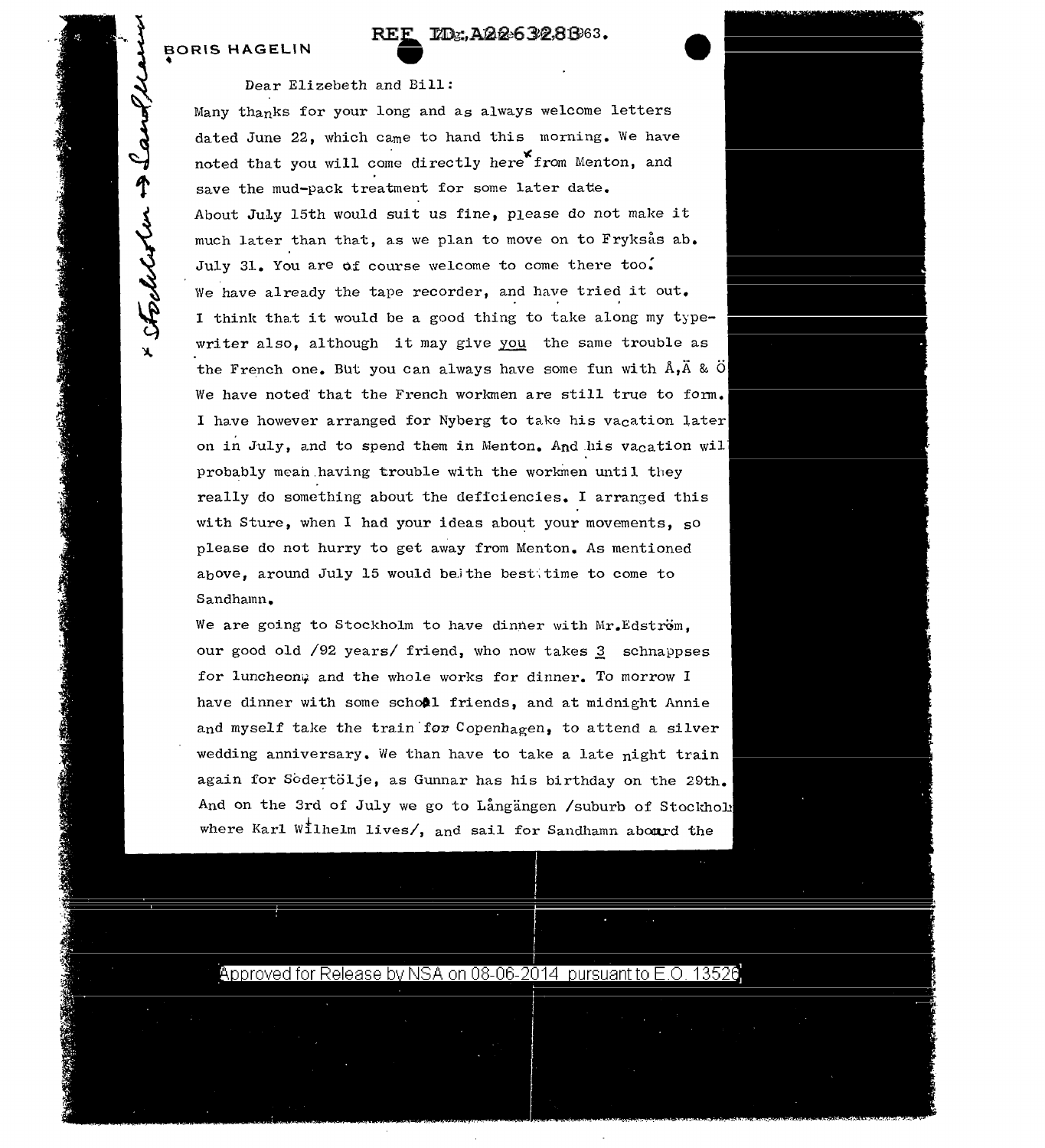REF ID:A2263283

BORIS HAGELIN

Dear Elizebeth and Bill:

Many thanks for your long and as always welcome letters dated June 22, which came to hand this morning. We have noted that you will come directly here* from Menton, and save the mud-pack treatment for some later date.

About July 15th would suit us fine, please do not make it much later than that, as we plan to move on to Fryksås ab. July 31. You are of course welcome to come there too.

We have already the tape recorder, and have tried it out. I think that it would be a good thing to take along my type-writer also, although it may give you the same trouble as the French one. But you can always have some fun with Å,Ä & Ö

We have noted that the French workmen are still true to form. I have however arranged for Nyberg to take his vacation later on in July, and to spend them in Menton. And his vacation wil probably mean having trouble with the workmen until they really do something about the deficiencies. I arranged this with Sture, when I had your ideas about your movements, so please do not hurry to get away from Menton. As mentioned above, around July 15 would be the best time to come to Sandhamn.

We are going to Stockholm to have dinner with Mr.Edström, our good old /92 years/ friend, who now takes 3 schnappses for luncheon and the whole works for dinner. To morrow I have dinner with some school friends, and at midnight Annie and myself take the train for Copenhagen, to attend a silver wedding anniversary. We than have to take a late night train again for Södertölje, as Gunnar has his birthday on the 29th. And on the 3rd of July we go to Långängen /suburb of Stockhol where Karl Wilhelm lives/, and sail for Sandhamn abourd the

* Stockholm → Sandhamn

Approved for Release by NSA on 08-06-2014 pursuant to E.O. 13526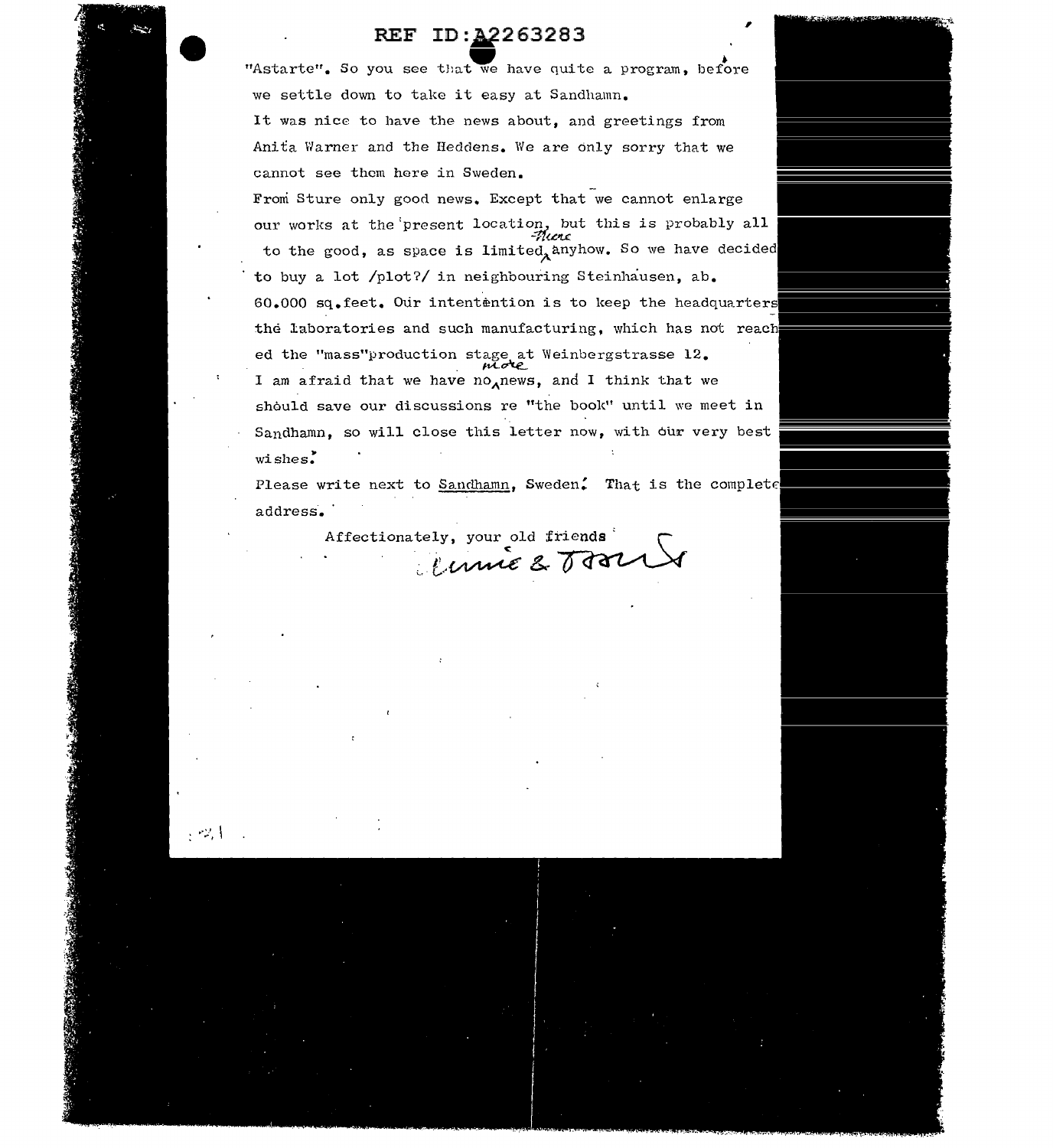"Astarte". So you see that we have quite a program, before we settle down to take it easy at Sandhamn.

It was nice to have the news about, and greetings from Anita Warner and the Heddens. We are only sorry that we cannot see them here in Sweden.

From Sture only good news. Except that we cannot enlarge our works at the present location, but this is probably all to the good, as space is limited there anyhow. So we have decided to buy a lot /plot?/ in neighbouring Steinhausen, ab. 60.000 sq.feet. Our intention is to keep the headquarters the laboratories and such manufacturing, which has not reached the "mass"production stage at Weinbergstrasse 12.

I am afraid that we have no more news, and I think that we should save our discussions re "the book" until we meet in Sandhamn, so will close this letter now, with our very best wishes.

Please write next to Sandhamn, Sweden. That is the complete address.

Affectionately, your old friends

Annie & Boris